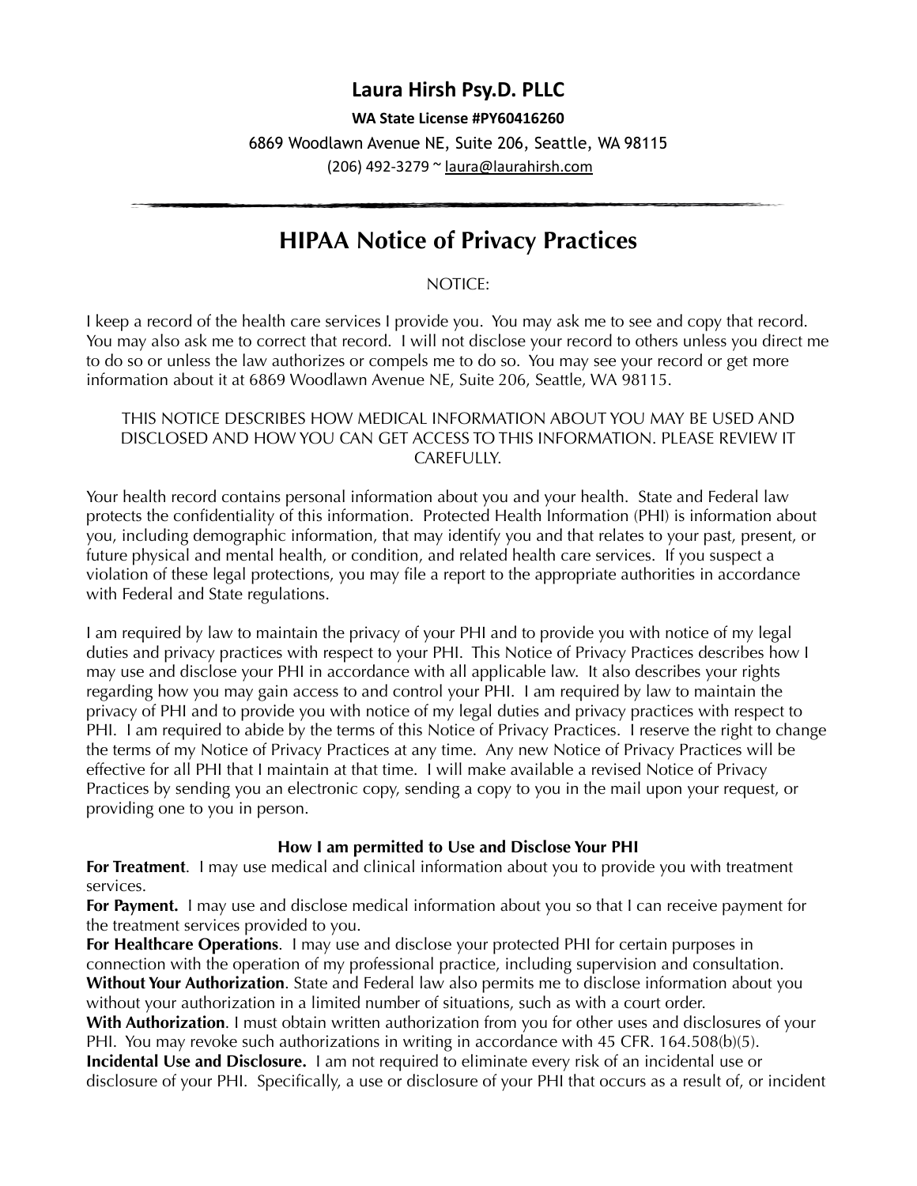# Laura Hirsh Psy.D. PLLC

**WA State License #PY60416260**

6869 Woodlawn Avenue NE, Suite 206, Seattle, WA 98115

(206) 492-3279 ~ laura@laurahirsh.com

---

## HIPAA Notice of Privacy Practices

NOTICE:

I keep a record of the health care services I provide you. You may ask me to see and copy that record. You may also ask me to correct that record. I will not disclose your record to others unless you direct me to do so or unless the law authorizes or compels me to do so. You may see your record or get more information about it at 6869 Woodlawn Avenue NE, Suite 206, Seattle, WA 98115.

THIS NOTICE DESCRIBES HOW MEDICAL INFORMATION ABOUT YOU MAY BE USED AND DISCLOSED AND HOW YOU CAN GET ACCESS TO THIS INFORMATION. PLEASE REVIEW IT CAREFULLY.

Your health record contains personal information about you and your health. State and Federal law protects the confidentiality of this information. Protected Health Information (PHI) is information about you, including demographic information, that may identify you and that relates to your past, present, or future physical and mental health, or condition, and related health care services. If you suspect a violation of these legal protections, you may file a report to the appropriate authorities in accordance with Federal and State regulations.

I am required by law to maintain the privacy of your PHI and to provide you with notice of my legal duties and privacy practices with respect to your PHI. This Notice of Privacy Practices describes how I may use and disclose your PHI in accordance with all applicable law. It also describes your rights regarding how you may gain access to and control your PHI. I am required by law to maintain the privacy of PHI and to provide you with notice of my legal duties and privacy practices with respect to PHI. I am required to abide by the terms of this Notice of Privacy Practices. I reserve the right to change the terms of my Notice of Privacy Practices at any time. Any new Notice of Privacy Practices will be effective for all PHI that I maintain at that time. I will make available a revised Notice of Privacy Practices by sending you an electronic copy, sending a copy to you in the mail upon your request, or providing one to you in person.

### How I am permitted to Use and Disclose Your PHI

**For Treatment**. I may use medical and clinical information about you to provide you with treatment services.

**For Payment.** I may use and disclose medical information about you so that I can receive payment for the treatment services provided to you.

**For Healthcare Operations**. I may use and disclose your protected PHI for certain purposes in connection with the operation of my professional practice, including supervision and consultation.

**Without Your Authorization**. State and Federal law also permits me to disclose information about you without your authorization in a limited number of situations, such as with a court order.

**With Authorization**. I must obtain written authorization from you for other uses and disclosures of your PHI. You may revoke such authorizations in writing in accordance with 45 CFR. 164.508(b)(5).

**Incidental Use and Disclosure.** I am not required to eliminate every risk of an incidental use or disclosure of your PHI. Specifically, a use or disclosure of your PHI that occurs as a result of, or incident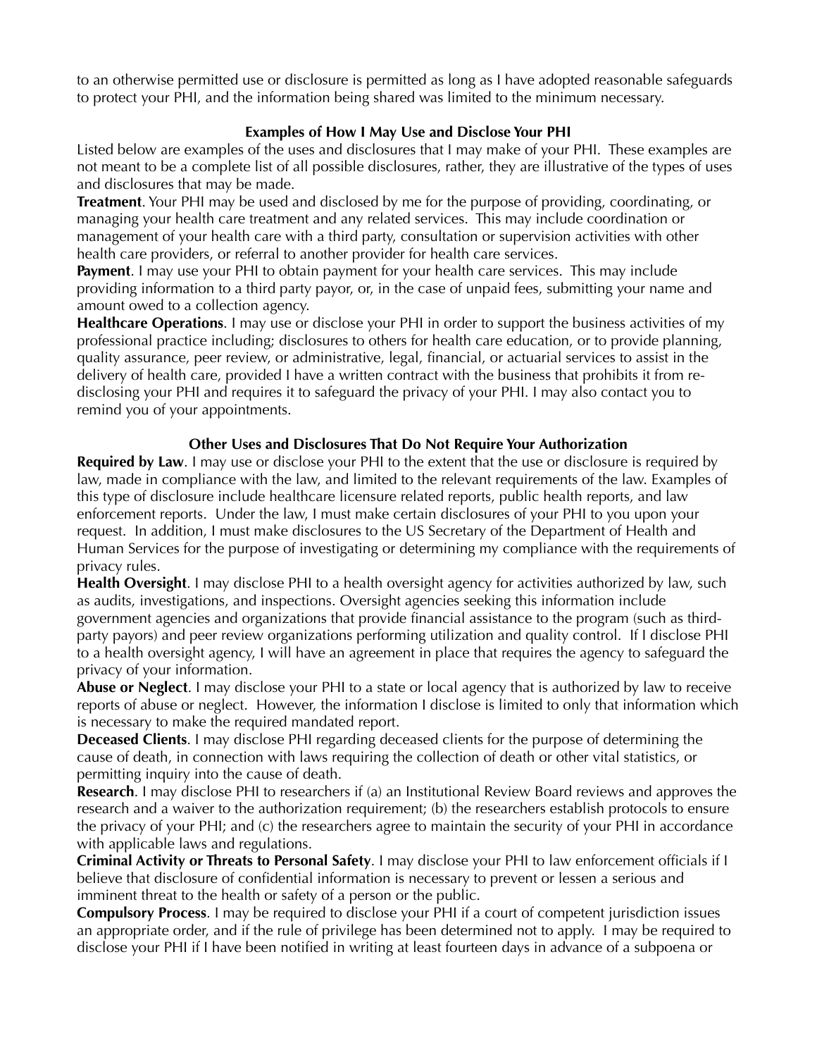to an otherwise permitted use or disclosure is permitted as long as I have adopted reasonable safeguards to protect your PHI, and the information being shared was limited to the minimum necessary.

### Examples of How I May Use and Disclose Your PHI

Listed below are examples of the uses and disclosures that I may make of your PHI. These examples are not meant to be a complete list of all possible disclosures, rather, they are illustrative of the types of uses and disclosures that may be made.

**Treatment**. Your PHI may be used and disclosed by me for the purpose of providing, coordinating, or managing your health care treatment and any related services. This may include coordination or management of your health care with a third party, consultation or supervision activities with other health care providers, or referral to another provider for health care services.

**Payment**. I may use your PHI to obtain payment for your health care services. This may include providing information to a third party payor, or, in the case of unpaid fees, submitting your name and amount owed to a collection agency.

**Healthcare Operations**. I may use or disclose your PHI in order to support the business activities of my professional practice including; disclosures to others for health care education, or to provide planning, quality assurance, peer review, or administrative, legal, financial, or actuarial services to assist in the delivery of health care, provided I have a written contract with the business that prohibits it from re-disclosing your PHI and requires it to safeguard the privacy of your PHI. I may also contact you to remind you of your appointments.

### Other Uses and Disclosures That Do Not Require Your Authorization

**Required by Law**. I may use or disclose your PHI to the extent that the use or disclosure is required by law, made in compliance with the law, and limited to the relevant requirements of the law. Examples of this type of disclosure include healthcare licensure related reports, public health reports, and law enforcement reports. Under the law, I must make certain disclosures of your PHI to you upon your request. In addition, I must make disclosures to the US Secretary of the Department of Health and Human Services for the purpose of investigating or determining my compliance with the requirements of privacy rules.

**Health Oversight**. I may disclose PHI to a health oversight agency for activities authorized by law, such as audits, investigations, and inspections. Oversight agencies seeking this information include government agencies and organizations that provide financial assistance to the program (such as third-party payors) and peer review organizations performing utilization and quality control. If I disclose PHI to a health oversight agency, I will have an agreement in place that requires the agency to safeguard the privacy of your information.

**Abuse or Neglect**. I may disclose your PHI to a state or local agency that is authorized by law to receive reports of abuse or neglect. However, the information I disclose is limited to only that information which is necessary to make the required mandated report.

**Deceased Clients**. I may disclose PHI regarding deceased clients for the purpose of determining the cause of death, in connection with laws requiring the collection of death or other vital statistics, or permitting inquiry into the cause of death.

**Research**. I may disclose PHI to researchers if (a) an Institutional Review Board reviews and approves the research and a waiver to the authorization requirement; (b) the researchers establish protocols to ensure the privacy of your PHI; and (c) the researchers agree to maintain the security of your PHI in accordance with applicable laws and regulations.

**Criminal Activity or Threats to Personal Safety**. I may disclose your PHI to law enforcement officials if I believe that disclosure of confidential information is necessary to prevent or lessen a serious and imminent threat to the health or safety of a person or the public.

**Compulsory Process**. I may be required to disclose your PHI if a court of competent jurisdiction issues an appropriate order, and if the rule of privilege has been determined not to apply. I may be required to disclose your PHI if I have been notified in writing at least fourteen days in advance of a subpoena or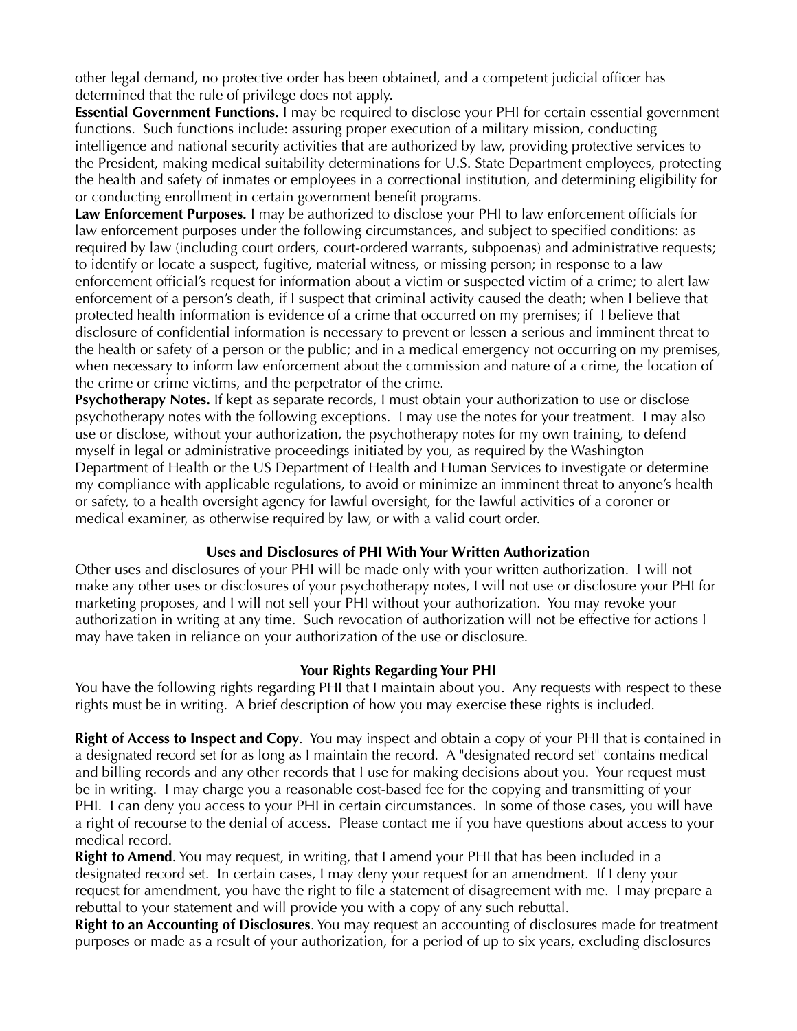other legal demand, no protective order has been obtained, and a competent judicial officer has determined that the rule of privilege does not apply.

**Essential Government Functions.** I may be required to disclose your PHI for certain essential government functions. Such functions include: assuring proper execution of a military mission, conducting intelligence and national security activities that are authorized by law, providing protective services to the President, making medical suitability determinations for U.S. State Department employees, protecting the health and safety of inmates or employees in a correctional institution, and determining eligibility for or conducting enrollment in certain government benefit programs.

**Law Enforcement Purposes.** I may be authorized to disclose your PHI to law enforcement officials for law enforcement purposes under the following circumstances, and subject to specified conditions: as required by law (including court orders, court-ordered warrants, subpoenas) and administrative requests; to identify or locate a suspect, fugitive, material witness, or missing person; in response to a law enforcement official's request for information about a victim or suspected victim of a crime; to alert law enforcement of a person's death, if I suspect that criminal activity caused the death; when I believe that protected health information is evidence of a crime that occurred on my premises; if I believe that disclosure of confidential information is necessary to prevent or lessen a serious and imminent threat to the health or safety of a person or the public; and in a medical emergency not occurring on my premises, when necessary to inform law enforcement about the commission and nature of a crime, the location of the crime or crime victims, and the perpetrator of the crime.

**Psychotherapy Notes.** If kept as separate records, I must obtain your authorization to use or disclose psychotherapy notes with the following exceptions. I may use the notes for your treatment. I may also use or disclose, without your authorization, the psychotherapy notes for my own training, to defend myself in legal or administrative proceedings initiated by you, as required by the Washington Department of Health or the US Department of Health and Human Services to investigate or determine my compliance with applicable regulations, to avoid or minimize an imminent threat to anyone's health or safety, to a health oversight agency for lawful oversight, for the lawful activities of a coroner or medical examiner, as otherwise required by law, or with a valid court order.

## Uses and Disclosures of PHI With Your Written Authorization

Other uses and disclosures of your PHI will be made only with your written authorization. I will not make any other uses or disclosures of your psychotherapy notes, I will not use or disclosure your PHI for marketing proposes, and I will not sell your PHI without your authorization. You may revoke your authorization in writing at any time. Such revocation of authorization will not be effective for actions I may have taken in reliance on your authorization of the use or disclosure.

## Your Rights Regarding Your PHI

You have the following rights regarding PHI that I maintain about you. Any requests with respect to these rights must be in writing. A brief description of how you may exercise these rights is included.

**Right of Access to Inspect and Copy**. You may inspect and obtain a copy of your PHI that is contained in a designated record set for as long as I maintain the record. A "designated record set" contains medical and billing records and any other records that I use for making decisions about you. Your request must be in writing. I may charge you a reasonable cost-based fee for the copying and transmitting of your PHI. I can deny you access to your PHI in certain circumstances. In some of those cases, you will have a right of recourse to the denial of access. Please contact me if you have questions about access to your medical record.

**Right to Amend**. You may request, in writing, that I amend your PHI that has been included in a designated record set. In certain cases, I may deny your request for an amendment. If I deny your request for amendment, you have the right to file a statement of disagreement with me. I may prepare a rebuttal to your statement and will provide you with a copy of any such rebuttal.

**Right to an Accounting of Disclosures**. You may request an accounting of disclosures made for treatment purposes or made as a result of your authorization, for a period of up to six years, excluding disclosures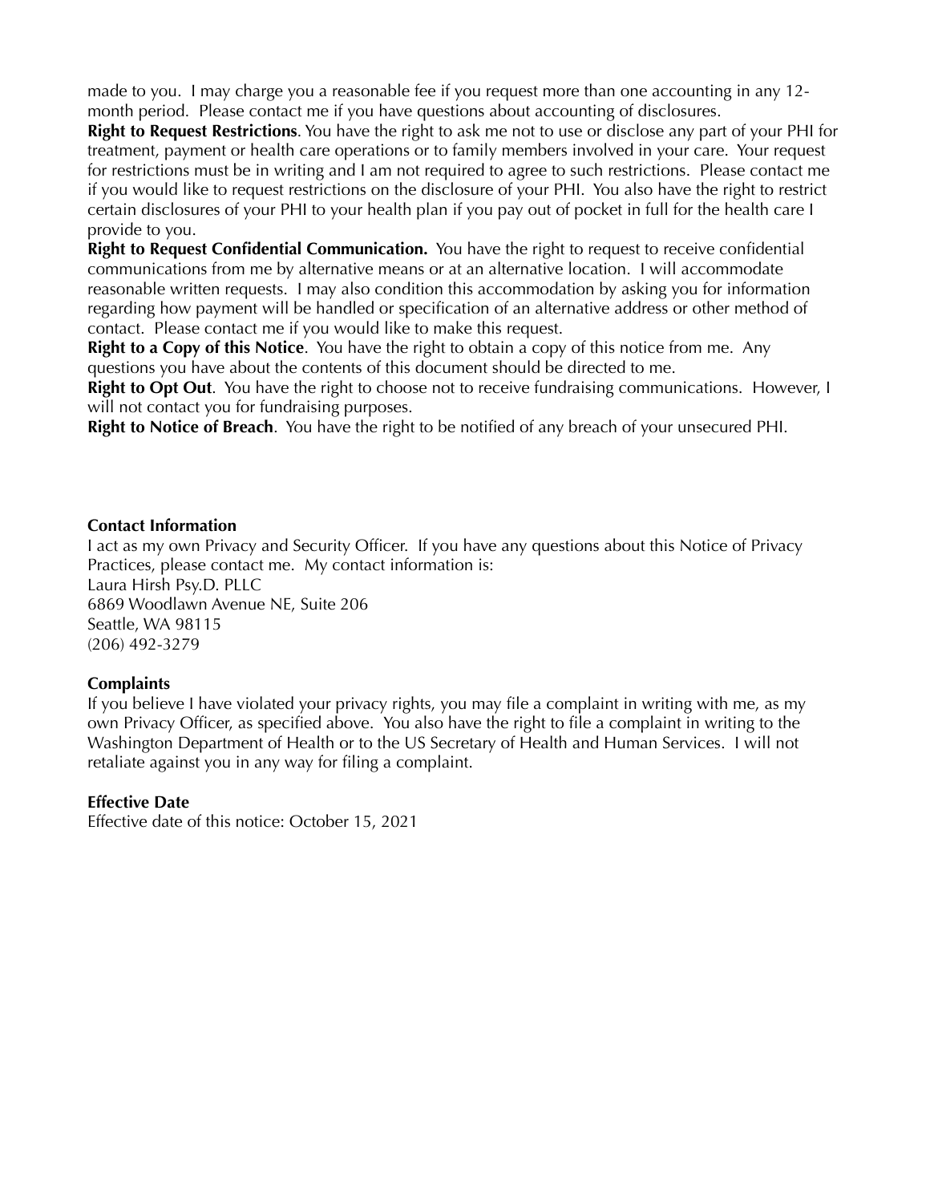made to you. I may charge you a reasonable fee if you request more than one accounting in any 12-month period. Please contact me if you have questions about accounting of disclosures.

**Right to Request Restrictions**. You have the right to ask me not to use or disclose any part of your PHI for treatment, payment or health care operations or to family members involved in your care. Your request for restrictions must be in writing and I am not required to agree to such restrictions. Please contact me if you would like to request restrictions on the disclosure of your PHI. You also have the right to restrict certain disclosures of your PHI to your health plan if you pay out of pocket in full for the health care I provide to you.

**Right to Request Confidential Communication.** You have the right to request to receive confidential communications from me by alternative means or at an alternative location. I will accommodate reasonable written requests. I may also condition this accommodation by asking you for information regarding how payment will be handled or specification of an alternative address or other method of contact. Please contact me if you would like to make this request.

**Right to a Copy of this Notice**. You have the right to obtain a copy of this notice from me. Any questions you have about the contents of this document should be directed to me.

**Right to Opt Out**. You have the right to choose not to receive fundraising communications. However, I will not contact you for fundraising purposes.

**Right to Notice of Breach**. You have the right to be notified of any breach of your unsecured PHI.

**Contact Information**

I act as my own Privacy and Security Officer. If you have any questions about this Notice of Privacy Practices, please contact me. My contact information is:
Laura Hirsh Psy.D. PLLC
6869 Woodlawn Avenue NE, Suite 206
Seattle, WA 98115
(206) 492-3279

**Complaints**

If you believe I have violated your privacy rights, you may file a complaint in writing with me, as my own Privacy Officer, as specified above. You also have the right to file a complaint in writing to the Washington Department of Health or to the US Secretary of Health and Human Services. I will not retaliate against you in any way for filing a complaint.

**Effective Date**

Effective date of this notice: October 15, 2021